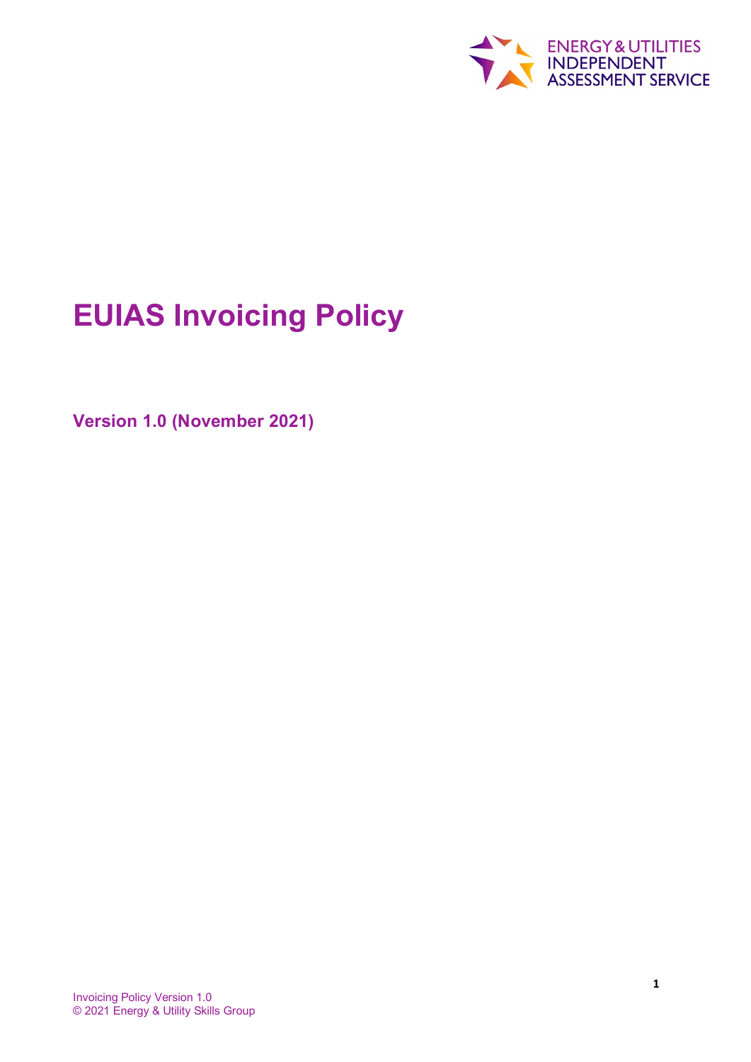ENERGY & UTILITIES INDEPENDENT ASSESSMENT SERVICE

# EUIAS Invoicing Policy

**Version 1.0 (November 2021)**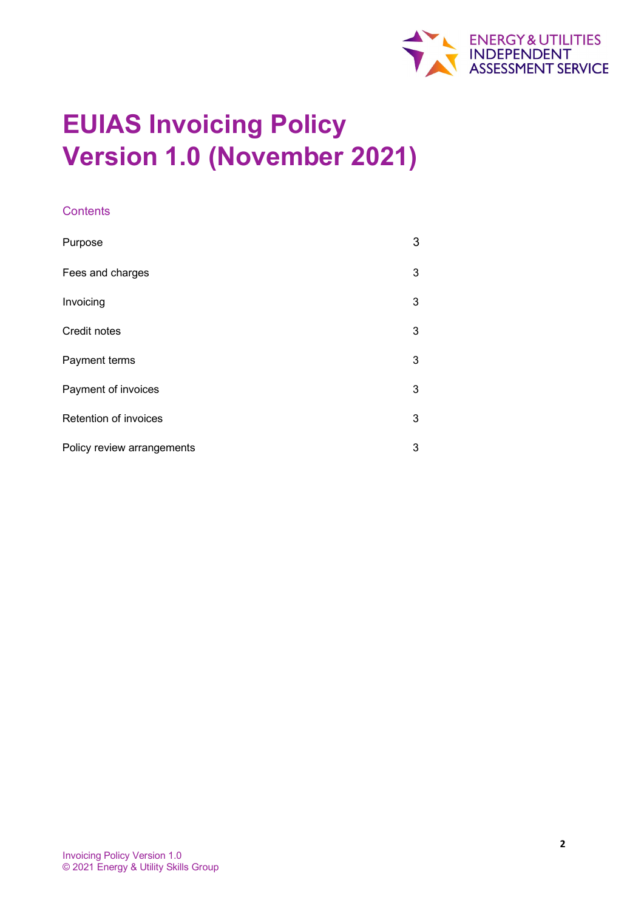# EUIAS Invoicing Policy Version 1.0 (November 2021)

## Contents

| | |
|---|---|
| Purpose | 3 |
| Fees and charges | 3 |
| Invoicing | 3 |
| Credit notes | 3 |
| Payment terms | 3 |
| Payment of invoices | 3 |
| Retention of invoices | 3 |
| Policy review arrangements | 3 |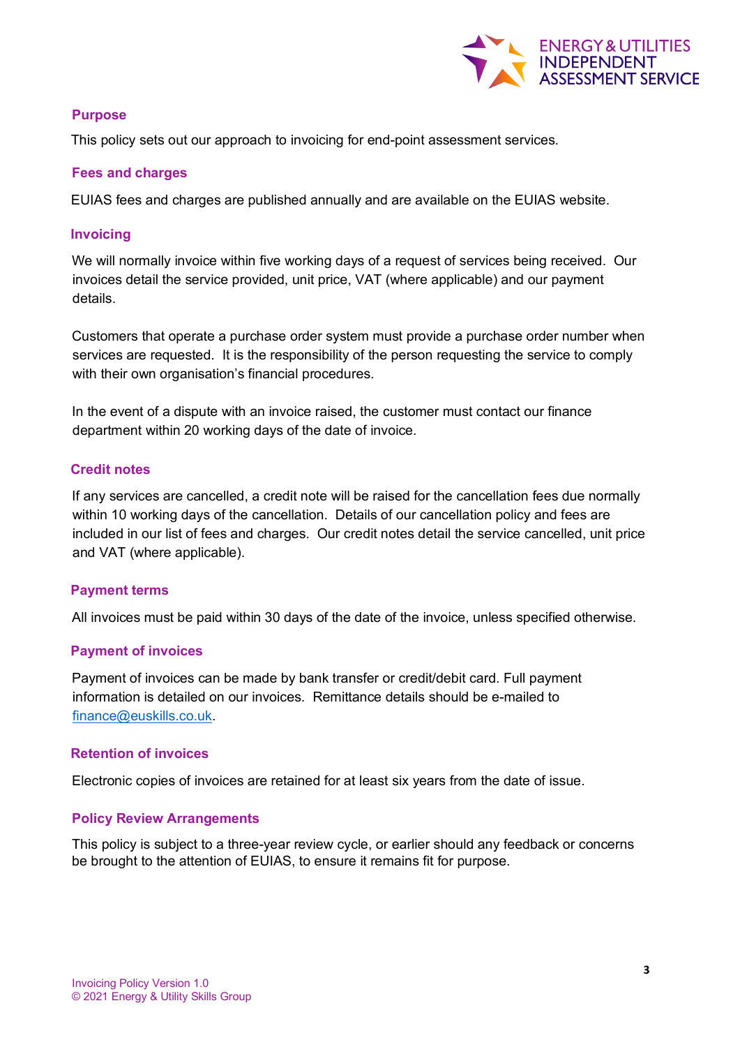## Purpose

This policy sets out our approach to invoicing for end-point assessment services.

## Fees and charges

EUIAS fees and charges are published annually and are available on the EUIAS website.

## Invoicing

We will normally invoice within five working days of a request of services being received. Our invoices detail the service provided, unit price, VAT (where applicable) and our payment details.

Customers that operate a purchase order system must provide a purchase order number when services are requested. It is the responsibility of the person requesting the service to comply with their own organisation's financial procedures.

In the event of a dispute with an invoice raised, the customer must contact our finance department within 20 working days of the date of invoice.

## Credit notes

If any services are cancelled, a credit note will be raised for the cancellation fees due normally within 10 working days of the cancellation. Details of our cancellation policy and fees are included in our list of fees and charges. Our credit notes detail the service cancelled, unit price and VAT (where applicable).

## Payment terms

All invoices must be paid within 30 days of the date of the invoice, unless specified otherwise.

## Payment of invoices

Payment of invoices can be made by bank transfer or credit/debit card. Full payment information is detailed on our invoices. Remittance details should be e-mailed to finance@euskills.co.uk.

## Retention of invoices

Electronic copies of invoices are retained for at least six years from the date of issue.

## Policy Review Arrangements

This policy is subject to a three-year review cycle, or earlier should any feedback or concerns be brought to the attention of EUIAS, to ensure it remains fit for purpose.